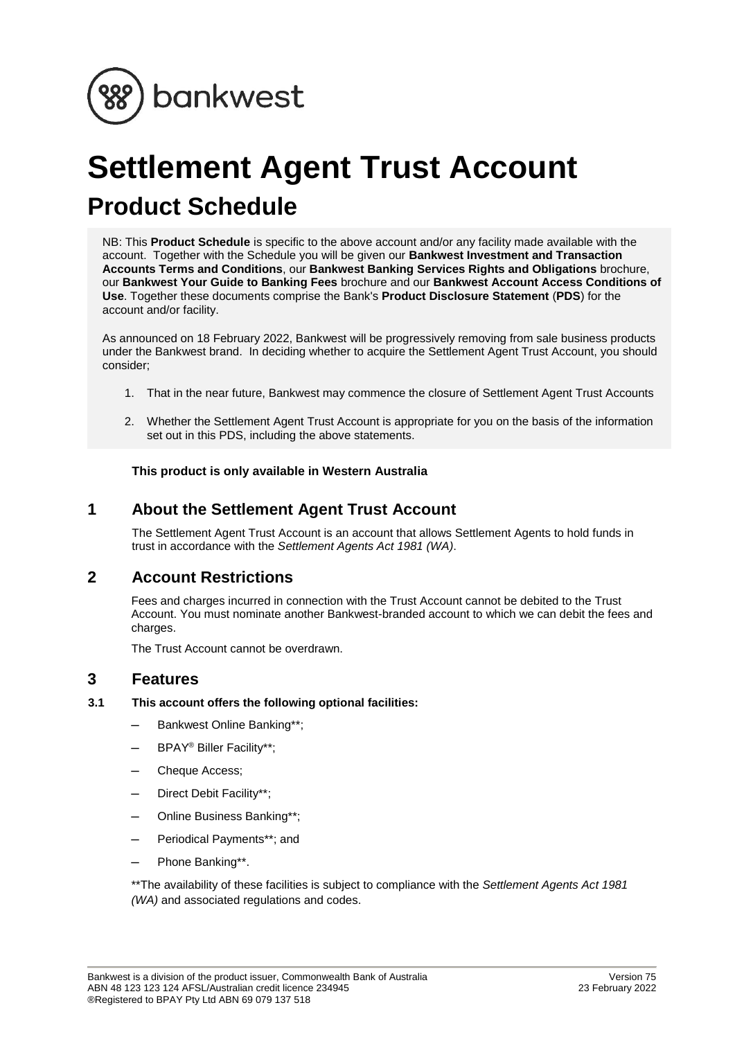bankwest

# Settlement Agent Trust Account

## Product Schedule

NB: This **Product Schedule** is specific to the above account and/or any facility made available with the account. Together with the Schedule you will be given our **Bankwest Investment and Transaction Accounts Terms and Conditions**, our **Bankwest Banking Services Rights and Obligations** brochure, our **Bankwest Your Guide to Banking Fees** brochure and our **Bankwest Account Access Conditions of Use**. Together these documents comprise the Bank's **Product Disclosure Statement** (**PDS**) for the account and/or facility.

As announced on 18 February 2022, Bankwest will be progressively removing from sale business products under the Bankwest brand. In deciding whether to acquire the Settlement Agent Trust Account, you should consider;

1. That in the near future, Bankwest may commence the closure of Settlement Agent Trust Accounts
2. Whether the Settlement Agent Trust Account is appropriate for you on the basis of the information set out in this PDS, including the above statements.

**This product is only available in Western Australia**

## 1 About the Settlement Agent Trust Account

The Settlement Agent Trust Account is an account that allows Settlement Agents to hold funds in trust in accordance with the *Settlement Agents Act 1981 (WA)*.

## 2 Account Restrictions

Fees and charges incurred in connection with the Trust Account cannot be debited to the Trust Account. You must nominate another Bankwest-branded account to which we can debit the fees and charges.

The Trust Account cannot be overdrawn.

## 3 Features

### 3.1 This account offers the following optional facilities:

- Bankwest Online Banking**;
- BPAY® Biller Facility**;
- Cheque Access;
- Direct Debit Facility**;
- Online Business Banking**;
- Periodical Payments**; and
- Phone Banking**.

**The availability of these facilities is subject to compliance with the *Settlement Agents Act 1981 (WA)* and associated regulations and codes.

Bankwest is a division of the product issuer, Commonwealth Bank of Australia
ABN 48 123 123 124 AFSL/Australian credit licence 234945
®Registered to BPAY Pty Ltd ABN 69 079 137 518

Version 75
23 February 2022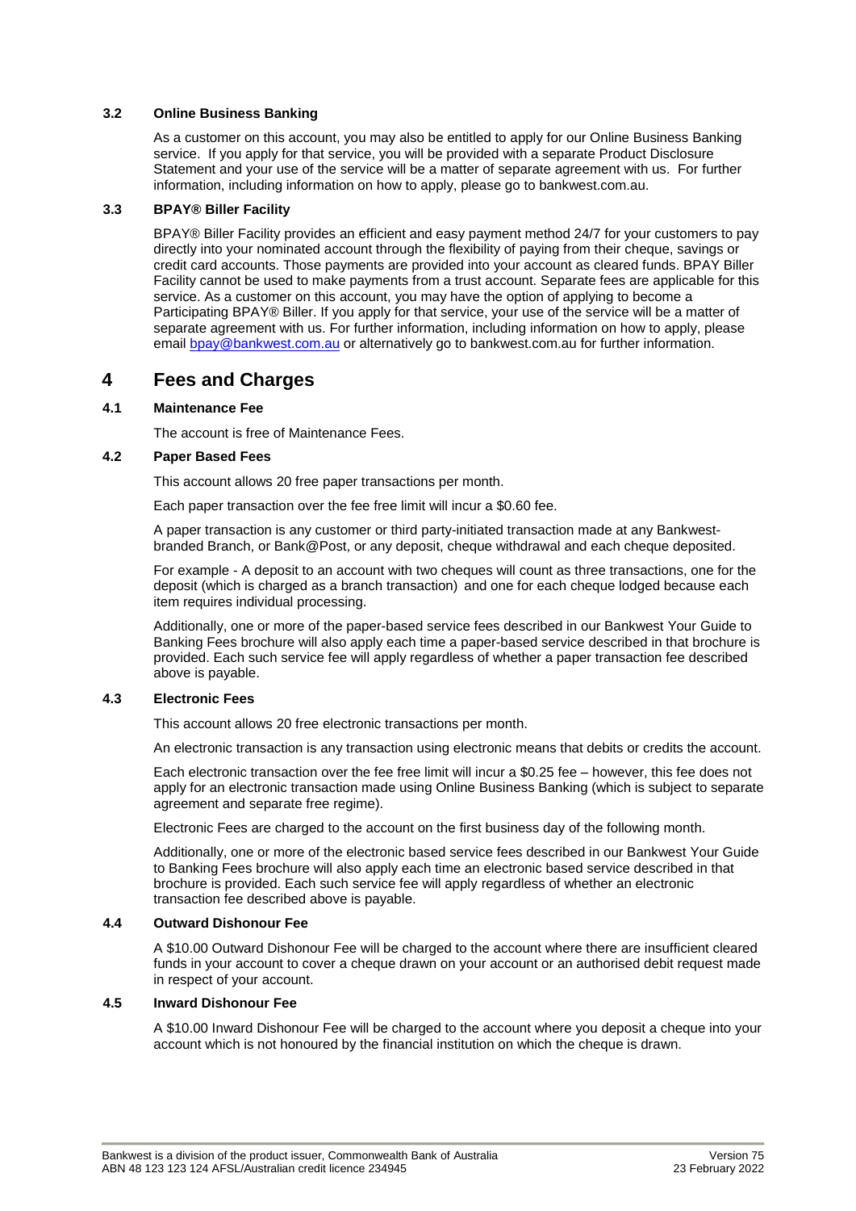### 3.2 Online Business Banking

As a customer on this account, you may also be entitled to apply for our Online Business Banking service. If you apply for that service, you will be provided with a separate Product Disclosure Statement and your use of the service will be a matter of separate agreement with us. For further information, including information on how to apply, please go to bankwest.com.au.

### 3.3 BPAY® Biller Facility

BPAY® Biller Facility provides an efficient and easy payment method 24/7 for your customers to pay directly into your nominated account through the flexibility of paying from their cheque, savings or credit card accounts. Those payments are provided into your account as cleared funds. BPAY Biller Facility cannot be used to make payments from a trust account. Separate fees are applicable for this service. As a customer on this account, you may have the option of applying to become a Participating BPAY® Biller. If you apply for that service, your use of the service will be a matter of separate agreement with us. For further information, including information on how to apply, please email bpay@bankwest.com.au or alternatively go to bankwest.com.au for further information.

## 4 Fees and Charges

### 4.1 Maintenance Fee

The account is free of Maintenance Fees.

### 4.2 Paper Based Fees

This account allows 20 free paper transactions per month.

Each paper transaction over the fee free limit will incur a $0.60 fee.

A paper transaction is any customer or third party-initiated transaction made at any Bankwest-branded Branch, or Bank@Post, or any deposit, cheque withdrawal and each cheque deposited.

For example - A deposit to an account with two cheques will count as three transactions, one for the deposit (which is charged as a branch transaction) and one for each cheque lodged because each item requires individual processing.

Additionally, one or more of the paper-based service fees described in our Bankwest Your Guide to Banking Fees brochure will also apply each time a paper-based service described in that brochure is provided. Each such service fee will apply regardless of whether a paper transaction fee described above is payable.

### 4.3 Electronic Fees

This account allows 20 free electronic transactions per month.

An electronic transaction is any transaction using electronic means that debits or credits the account.

Each electronic transaction over the fee free limit will incur a $0.25 fee – however, this fee does not apply for an electronic transaction made using Online Business Banking (which is subject to separate agreement and separate free regime).

Electronic Fees are charged to the account on the first business day of the following month.

Additionally, one or more of the electronic based service fees described in our Bankwest Your Guide to Banking Fees brochure will also apply each time an electronic based service described in that brochure is provided. Each such service fee will apply regardless of whether an electronic transaction fee described above is payable.

### 4.4 Outward Dishonour Fee

A $10.00 Outward Dishonour Fee will be charged to the account where there are insufficient cleared funds in your account to cover a cheque drawn on your account or an authorised debit request made in respect of your account.

### 4.5 Inward Dishonour Fee

A $10.00 Inward Dishonour Fee will be charged to the account where you deposit a cheque into your account which is not honoured by the financial institution on which the cheque is drawn.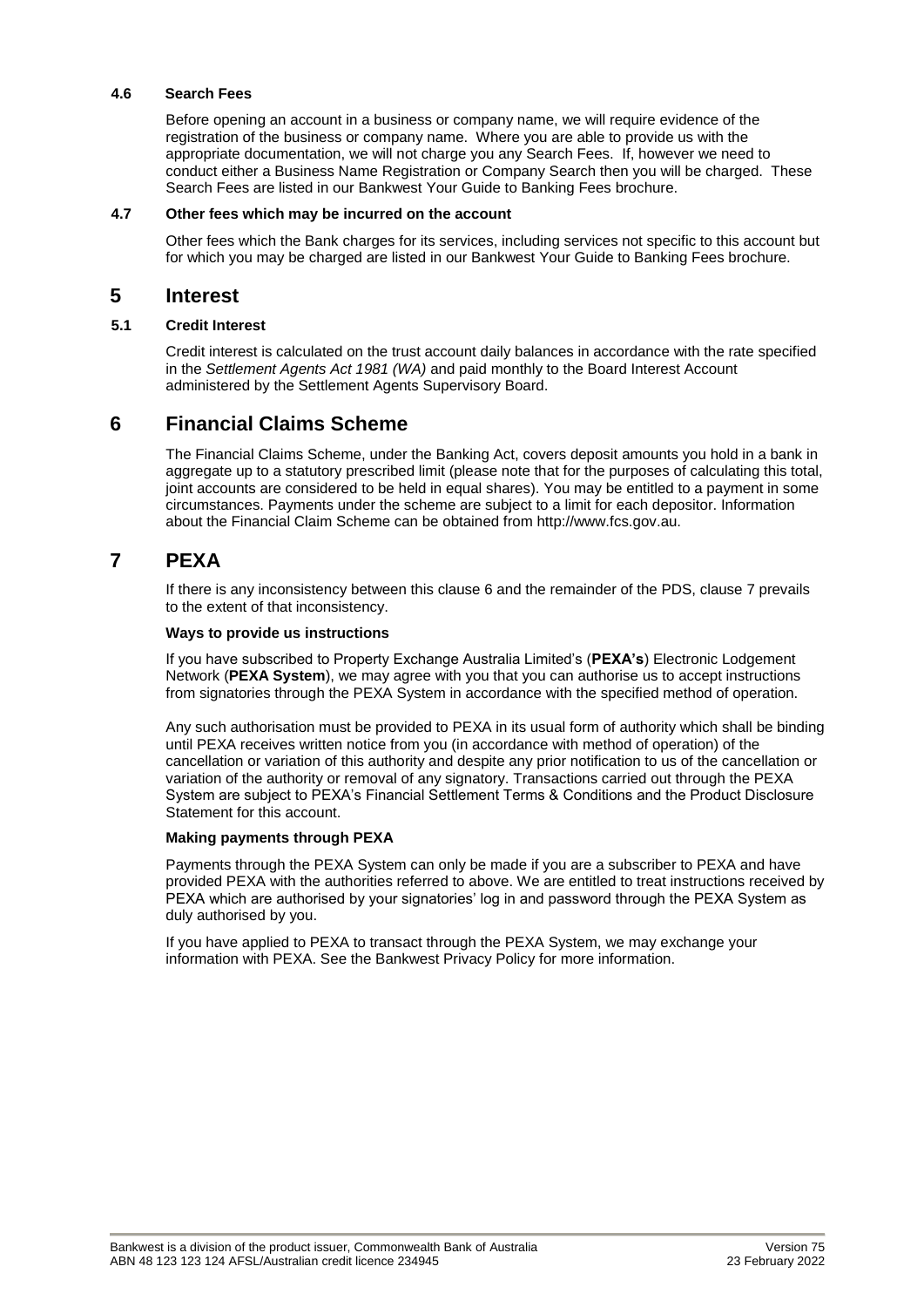### 4.6 Search Fees

Before opening an account in a business or company name, we will require evidence of the registration of the business or company name. Where you are able to provide us with the appropriate documentation, we will not charge you any Search Fees. If, however we need to conduct either a Business Name Registration or Company Search then you will be charged. These Search Fees are listed in our Bankwest Your Guide to Banking Fees brochure.

### 4.7 Other fees which may be incurred on the account

Other fees which the Bank charges for its services, including services not specific to this account but for which you may be charged are listed in our Bankwest Your Guide to Banking Fees brochure.

## 5 Interest

### 5.1 Credit Interest

Credit interest is calculated on the trust account daily balances in accordance with the rate specified in the *Settlement Agents Act 1981 (WA)* and paid monthly to the Board Interest Account administered by the Settlement Agents Supervisory Board.

## 6 Financial Claims Scheme

The Financial Claims Scheme, under the Banking Act, covers deposit amounts you hold in a bank in aggregate up to a statutory prescribed limit (please note that for the purposes of calculating this total, joint accounts are considered to be held in equal shares). You may be entitled to a payment in some circumstances. Payments under the scheme are subject to a limit for each depositor. Information about the Financial Claim Scheme can be obtained from http://www.fcs.gov.au.

## 7 PEXA

If there is any inconsistency between this clause 6 and the remainder of the PDS, clause 7 prevails to the extent of that inconsistency.

**Ways to provide us instructions**

If you have subscribed to Property Exchange Australia Limited's (**PEXA's**) Electronic Lodgement Network (**PEXA System**), we may agree with you that you can authorise us to accept instructions from signatories through the PEXA System in accordance with the specified method of operation.

Any such authorisation must be provided to PEXA in its usual form of authority which shall be binding until PEXA receives written notice from you (in accordance with method of operation) of the cancellation or variation of this authority and despite any prior notification to us of the cancellation or variation of the authority or removal of any signatory. Transactions carried out through the PEXA System are subject to PEXA's Financial Settlement Terms & Conditions and the Product Disclosure Statement for this account.

**Making payments through PEXA**

Payments through the PEXA System can only be made if you are a subscriber to PEXA and have provided PEXA with the authorities referred to above. We are entitled to treat instructions received by PEXA which are authorised by your signatories' log in and password through the PEXA System as duly authorised by you.

If you have applied to PEXA to transact through the PEXA System, we may exchange your information with PEXA. See the Bankwest Privacy Policy for more information.